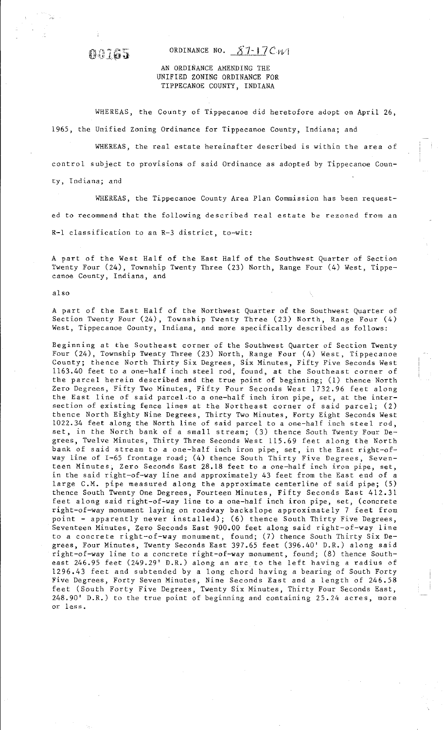00165

ORDINANCE NO. 87-17CM

AN ORDINANCE AMENDING THE UNIFIED ZONING ORDINANCE FOR TIPPECANOE COUNTY, INDIANA

WHEREAS, the County of Tippecanoe did heretofore adopt on April 26, 1965, the Unified Zoning Ordinance for Tippecanoe County, Indiana; and

WHEREAS, the real estate hereinafter described is within the area of control subject to provisions of said Ordinance as adopted by Tippecanoe County, Indiana; and

WHEREAS, the Tippecanoe County Area Plan Commission has been requested to recommend that the following described real estate be rezoned from an R-1 classification to an R-3 district, to-wit:

A part of the West Half of the East Half of the Southwest Quarter of Section Twenty Four (24), Township Twenty Three (23) North, Range Four (4) West, Tippecanoe County, Indiana, and

also

A part of the East Half of the Northwest Quarter of the Southwest Quarter of Section Twenty Four (24), Township Twenty Three (23) North, Range Four (4) West, Tippecanoe County, Indiana, and more specifically described as follows:

Beginning at the Southeast corner of the Southwest Quarter of Section Twenty Four (24), Township Twenty Three (23) North, Range Four (4) West, Tippecanoe County; thence North Thirty Six Degrees, Six Minutes, Fifty Five Seconds West 1163.40 feet to a one-half inch steel rod, found, at the Southeast corner of the parcel herein described and the true point of beginning; (1) thence North Zero Degrees, Fifty Two Minutes, Fifty Four Seconds West 1732.96 feet along the East line of said parcel to a one-half inch iron pipe, set, at the intersection of existing fence lines at the Northeast corner of said parcel; (2) thence North Eighty Nine Degrees, Thirty Two Minutes, Forty Eight Seconds West 1022.34 feet along the North line of said parcel to a one-half inch steel rod, set, in the North bank of a small stream; (3) thence South Twenty Four Degrees, Twelve Minutes, Thirty Three Seconds West 115.69 feet along the North bank of said stream to a one-half inch iron pipe, set, in the East right-of-way line of I-65 frontage road; (4) thence South Thirty Five Degrees, Seventeen Minutes, Zero Seconds East 28.18 feet to a one-half inch iron pipe, set, in the said right-of-way line and approximately 43 feet from the East end of a large C.M. pipe measured along the approximate centerline of said pipe; (5) thence South Twenty One Degrees, Fourteen Minutes, Fifty Seconds East 412.31 feet along said right-of-way line to a one-half inch iron pipe, set, (concrete right-of-way monument laying on roadway backslope approximately 7 feet from point - apparently never installed); (6) thence South Thirty Five Degrees, Seventeen Minutes, Zero Seconds East 900.00 feet along said right-of-way line to a concrete right-of-way monument, found; (7) thence South Thirty Six Degrees, Four Minutes, Twenty Seconds East 397.65 feet (396.40' D.R.) along said right-of-way line to a concrete right-of-way monument, found; (8) thence Southeast 246.95 feet (249.29' D.R.) along an arc to the left having a radius of 1296.43 feet and subtended by a long chord having a bearing of South Forty Five Degrees, Forty Seven Minutes, Nine Seconds East and a length of 246.58 feet (South Forty Five Degrees, Twenty Six Minutes, Thirty Four Seconds East, 248.90' D.R.) to the true point of beginning and containing 25.24 acres, more or less.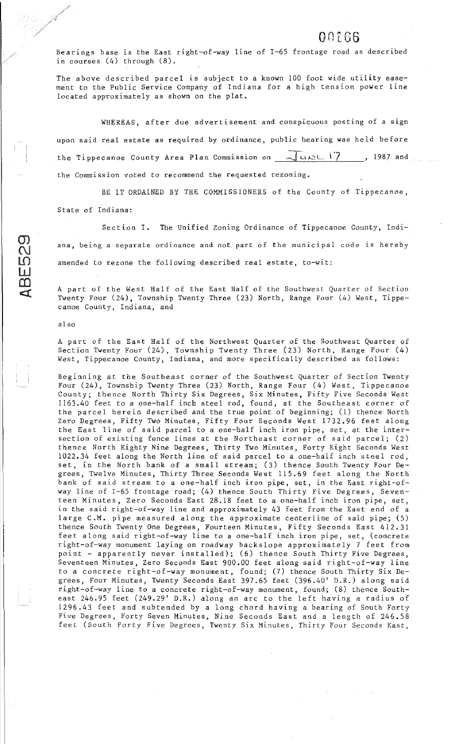Bearings base is the East right-of-way line of I-65 frontage road as described in courses (4) through (8).

The above described parcel is subject to a known 100 foot wide utility easement to the Public Service Company of Indiana for a high tension power line located approximately as shown on the plat.

WHEREAS, after due advertisement and conspicuous posting of a sign upon said real estate as required by ordinance, public hearing was held before the Tippecanoe County Area Plan Commission on June 17, 1987 and the Commission voted to recommend the requested rezoning.

BE IT ORDAINED BY THE COMMISSIONERS of the County of Tippecanoe, State of Indiana:

Section I. The Unified Zoning Ordinance of Tippecanoe County, Indiana, being a separate ordinance and not part of the municipal code is hereby amended to rezone the following described real estate, to-wit:

A part of the West Half of the East Half of the Southwest Quarter of Section Twenty Four (24), Township Twenty Three (23) North, Range Four (4) West, Tippecanoe County, Indiana, and

also

A part of the East Half of the Northwest Quarter of the Southwest Quarter of Section Twenty Four (24), Township Twenty Three (23) North, Range Four (4) West, Tippecanoe County, Indiana, and more specifically described as follows:

Beginning at the Southeast corner of the Southwest Quarter of Section Twenty Four (24), Township Twenty Three (23) North, Range Four (4) West, Tippecanoe County; thence North Thirty Six Degrees, Six Minutes, Fifty Five Seconds West 1163.40 feet to a one-half inch steel rod, found, at the Southeast corner of the parcel herein described and the true point of beginning; (1) thence North Zero Degrees, Fifty Two Minutes, Fifty Four Seconds West 1732.96 feet along the East line of said parcel to a one-half inch iron pipe, set, at the intersection of existing fence lines at the Northeast corner of said parcel; (2) thence North Eighty Nine Degrees, Thirty Two Minutes, Forty Eight Seconds West 1022.34 feet along the North line of said parcel to a one-half inch steel rod, set, in the North bank of a small stream; (3) thence South Twenty Four Degrees, Twelve Minutes, Thirty Three Seconds West 115.69 feet along the North bank of said stream to a one-half inch iron pipe, set, in the East right-of-way line of I-65 frontage road; (4) thence South Thirty Five Degrees, Seventeen Minutes, Zero Seconds East 28.18 feet to a one-half inch iron pipe, set, in the said right-of-way line and approximately 43 feet from the East end of a large C.M. pipe measured along the approximate centerline of said pipe; (5) thence South Twenty One Degrees, Fourteen Minutes, Fifty Seconds East 412.31 feet along said right-of-way line to a one-half inch iron pipe, set, (concrete right-of-way monument laying on roadway backslope approximately 7 feet from point - apparently never installed); (6) thence South Thirty Five Degrees, Seventeen Minutes, Zero Seconds East 900.00 feet along said right-of-way line to a concrete right-of-way monument, found; (7) thence South Thirty Six Degrees, Four Minutes, Twenty Seconds East 397.65 feet (396.40' D.R.) along said right-of-way line to a concrete right-of-way monument, found; (8) thence Southeast 246.95 feet (249.29' D.R.) along an arc to the left having a radius of 1296.43 feet and subtended by a long chord having a bearing of South Forty Five Degrees, Forty Seven Minutes, Nine Seconds East and a length of 246.58 feet (South Forty Five Degrees, Twenty Six Minutes, Thirty Four Seconds East,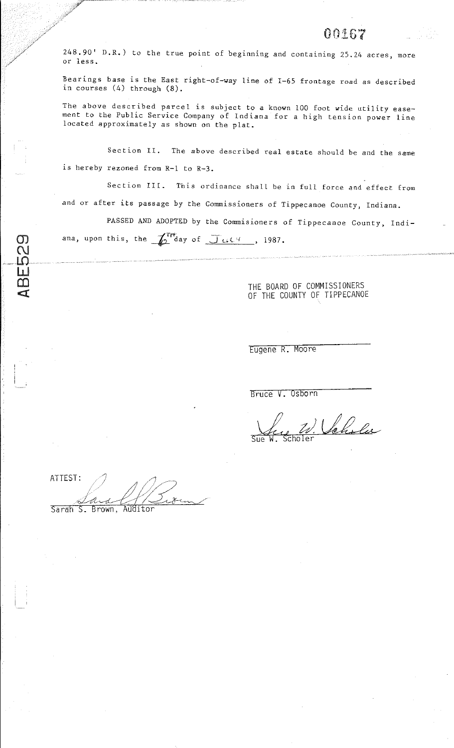248.90' D.R.) to the true point of beginning and containing 25.24 acres, more or less.

Bearings base is the East right-of-way line of I-65 frontage road as described in courses (4) through (8).

The above described parcel is subject to a known 100 foot wide utility easement to the Public Service Company of Indiana for a high tension power line located approximately as shown on the plat.

Section II. The above described real estate should be and the same is hereby rezoned from R-1 to R-3.

Section III. This ordinance shall be in full force and effect from and or after its passage by the Commissioners of Tippecanoe County, Indiana.

PASSED AND ADOPTED by the Commisioners of Tippecanoe County, Indiana, upon this, the 6th day of July, 1987.

THE BOARD OF COMMISSIONERS
OF THE COUNTY OF TIPPECANOE

Eugene R. Moore

Bruce V. Osborn

Sue W. Scholer

ATTEST:

Sarah S. Brown, Auditor